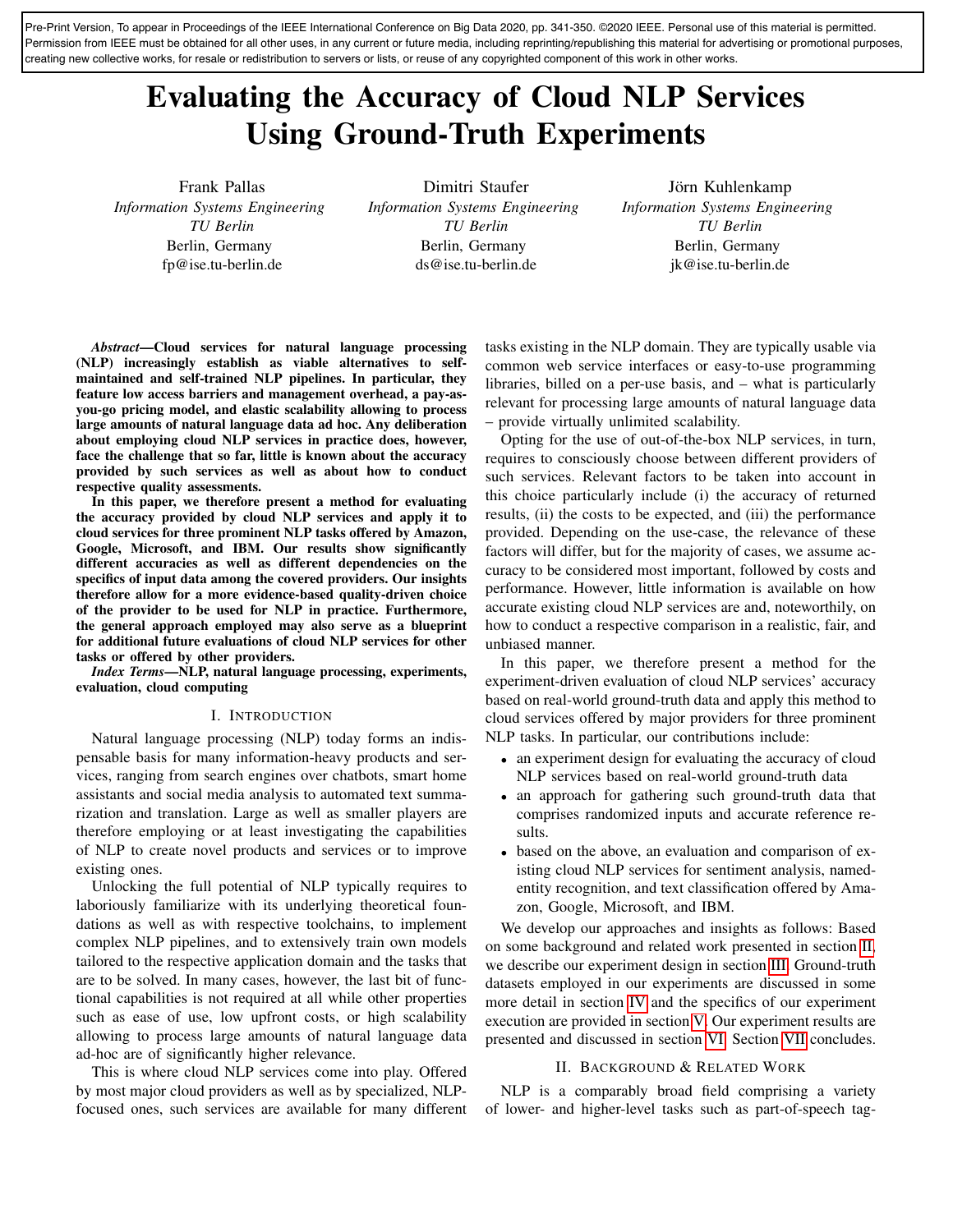Pre-Print Version, To appear in Proceedings of the IEEE International Conference on Big Data 2020, pp. 341-350. ©2020 IEEE. Personal use of this material is permitted. Permission from IEEE must be obtained for all other uses, in any current or future media, including reprinting/republishing this material for advertising or promotional purposes, creating new collective works, for resale or redistribution to servers or lists, or reuse of any copyrighted component of this work in other works.

# Evaluating the Accuracy of Cloud NLP Services Using Ground-Truth Experiments

Frank Pallas
*Information Systems Engineering*
*TU Berlin*
Berlin, Germany
fp@ise.tu-berlin.de

Dimitri Staufer
*Information Systems Engineering*
*TU Berlin*
Berlin, Germany
ds@ise.tu-berlin.de

Jörn Kuhlenkamp
*Information Systems Engineering*
*TU Berlin*
Berlin, Germany
jk@ise.tu-berlin.de

***Abstract*—Cloud services for natural language processing (NLP) increasingly establish as viable alternatives to self-maintained and self-trained NLP pipelines. In particular, they feature low access barriers and management overhead, a pay-as-you-go pricing model, and elastic scalability allowing to process large amounts of natural language data ad hoc. Any deliberation about employing cloud NLP services in practice does, however, face the challenge that so far, little is known about the accuracy provided by such services as well as about how to conduct respective quality assessments.**

**In this paper, we therefore present a method for evaluating the accuracy provided by cloud NLP services and apply it to cloud services for three prominent NLP tasks offered by Amazon, Google, Microsoft, and IBM. Our results show significantly different accuracies as well as different dependencies on the specifics of input data among the covered providers. Our insights therefore allow for a more evidence-based quality-driven choice of the provider to be used for NLP in practice. Furthermore, the general approach employed may also serve as a blueprint for additional future evaluations of cloud NLP services for other tasks or offered by other providers.**

***Index Terms*—NLP, natural language processing, experiments, evaluation, cloud computing**

## I. Introduction

Natural language processing (NLP) today forms an indispensable basis for many information-heavy products and services, ranging from search engines over chatbots, smart home assistants and social media analysis to automated text summarization and translation. Large as well as smaller players are therefore employing or at least investigating the capabilities of NLP to create novel products and services or to improve existing ones.

Unlocking the full potential of NLP typically requires to laboriously familiarize with its underlying theoretical foundations as well as with respective toolchains, to implement complex NLP pipelines, and to extensively train own models tailored to the respective application domain and the tasks that are to be solved. In many cases, however, the last bit of functional capabilities is not required at all while other properties such as ease of use, low upfront costs, or high scalability allowing to process large amounts of natural language data ad-hoc are of significantly higher relevance.

This is where cloud NLP services come into play. Offered by most major cloud providers as well as by specialized, NLP-focused ones, such services are available for many different tasks existing in the NLP domain. They are typically usable via common web service interfaces or easy-to-use programming libraries, billed on a per-use basis, and – what is particularly relevant for processing large amounts of natural language data – provide virtually unlimited scalability.

Opting for the use of out-of-the-box NLP services, in turn, requires to consciously choose between different providers of such services. Relevant factors to be taken into account in this choice particularly include (i) the accuracy of returned results, (ii) the costs to be expected, and (iii) the performance provided. Depending on the use-case, the relevance of these factors will differ, but for the majority of cases, we assume accuracy to be considered most important, followed by costs and performance. However, little information is available on how accurate existing cloud NLP services are and, noteworthily, on how to conduct a respective comparison in a realistic, fair, and unbiased manner.

In this paper, we therefore present a method for the experiment-driven evaluation of cloud NLP services' accuracy based on real-world ground-truth data and apply this method to cloud services offered by major providers for three prominent NLP tasks. In particular, our contributions include:

- an experiment design for evaluating the accuracy of cloud NLP services based on real-world ground-truth data
- an approach for gathering such ground-truth data that comprises randomized inputs and accurate reference results.
- based on the above, an evaluation and comparison of existing cloud NLP services for sentiment analysis, named-entity recognition, and text classification offered by Amazon, Google, Microsoft, and IBM.

We develop our approaches and insights as follows: Based on some background and related work presented in section II, we describe our experiment design in section III. Ground-truth datasets employed in our experiments are discussed in some more detail in section IV and the specifics of our experiment execution are provided in section V. Our experiment results are presented and discussed in section VI. Section VII concludes.

## II. Background & Related Work

NLP is a comparably broad field comprising a variety of lower- and higher-level tasks such as part-of-speech tag-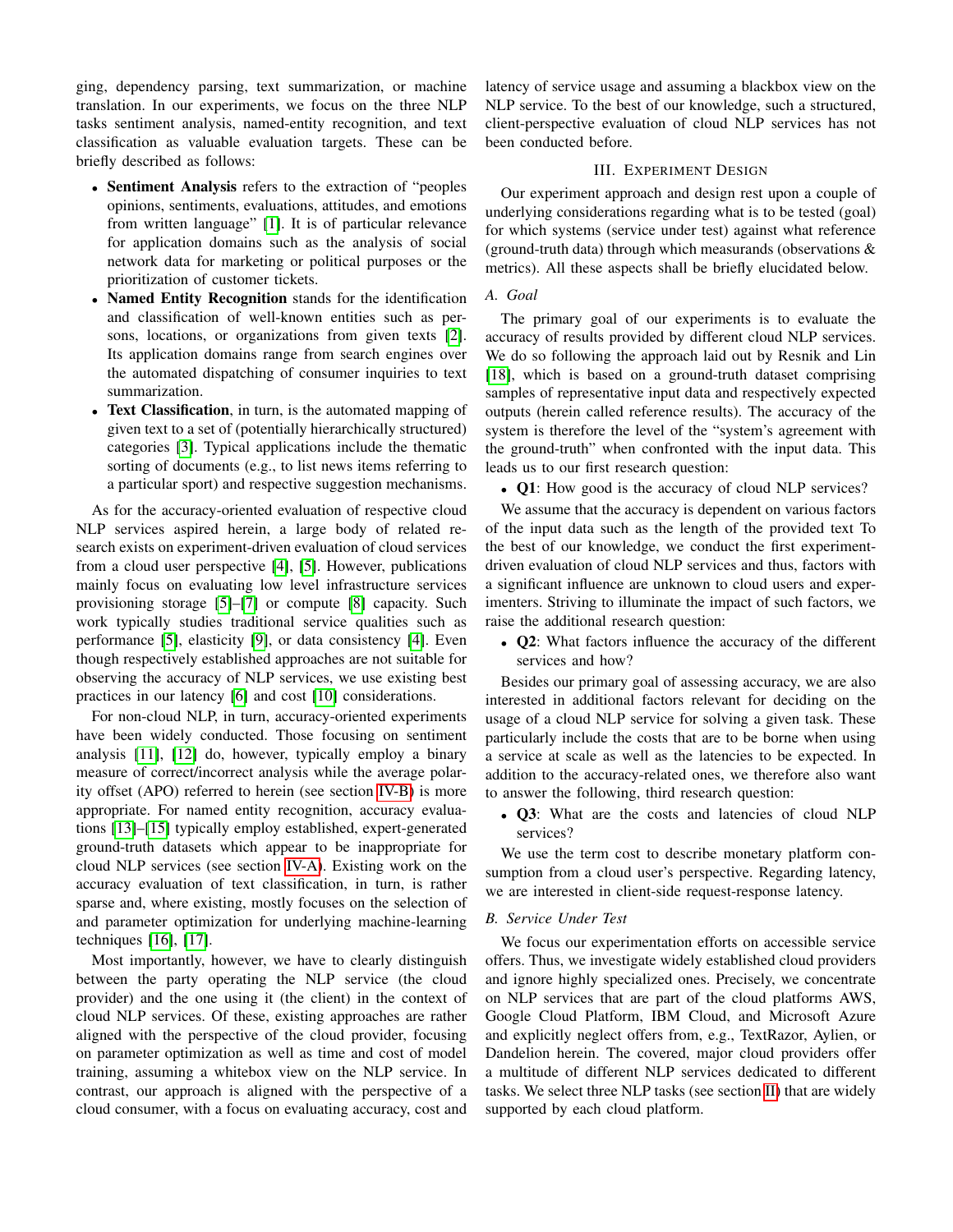ging, dependency parsing, text summarization, or machine translation. In our experiments, we focus on the three NLP tasks sentiment analysis, named-entity recognition, and text classification as valuable evaluation targets. These can be briefly described as follows:

- **Sentiment Analysis** refers to the extraction of "peoples opinions, sentiments, evaluations, attitudes, and emotions from written language" [1]. It is of particular relevance for application domains such as the analysis of social network data for marketing or political purposes or the prioritization of customer tickets.
- **Named Entity Recognition** stands for the identification and classification of well-known entities such as persons, locations, or organizations from given texts [2]. Its application domains range from search engines over the automated dispatching of consumer inquiries to text summarization.
- **Text Classification**, in turn, is the automated mapping of given text to a set of (potentially hierarchically structured) categories [3]. Typical applications include the thematic sorting of documents (e.g., to list news items referring to a particular sport) and respective suggestion mechanisms.

As for the accuracy-oriented evaluation of respective cloud NLP services aspired herein, a large body of related research exists on experiment-driven evaluation of cloud services from a cloud user perspective [4], [5]. However, publications mainly focus on evaluating low level infrastructure services provisioning storage [5]–[7] or compute [8] capacity. Such work typically studies traditional service qualities such as performance [5], elasticity [9], or data consistency [4]. Even though respectively established approaches are not suitable for observing the accuracy of NLP services, we use existing best practices in our latency [6] and cost [10] considerations.

For non-cloud NLP, in turn, accuracy-oriented experiments have been widely conducted. Those focusing on sentiment analysis [11], [12] do, however, typically employ a binary measure of correct/incorrect analysis while the average polarity offset (APO) referred to herein (see section IV-B) is more appropriate. For named entity recognition, accuracy evaluations [13]–[15] typically employ established, expert-generated ground-truth datasets which appear to be inappropriate for cloud NLP services (see section IV-A). Existing work on the accuracy evaluation of text classification, in turn, is rather sparse and, where existing, mostly focuses on the selection of and parameter optimization for underlying machine-learning techniques [16], [17].

Most importantly, however, we have to clearly distinguish between the party operating the NLP service (the cloud provider) and the one using it (the client) in the context of cloud NLP services. Of these, existing approaches are rather aligned with the perspective of the cloud provider, focusing on parameter optimization as well as time and cost of model training, assuming a whitebox view on the NLP service. In contrast, our approach is aligned with the perspective of a cloud consumer, with a focus on evaluating accuracy, cost and latency of service usage and assuming a blackbox view on the NLP service. To the best of our knowledge, such a structured, client-perspective evaluation of cloud NLP services has not been conducted before.

## III. Experiment Design

Our experiment approach and design rest upon a couple of underlying considerations regarding what is to be tested (goal) for which systems (service under test) against what reference (ground-truth data) through which measurands (observations & metrics). All these aspects shall be briefly elucidated below.

### A. Goal

The primary goal of our experiments is to evaluate the accuracy of results provided by different cloud NLP services. We do so following the approach laid out by Resnik and Lin [18], which is based on a ground-truth dataset comprising samples of representative input data and respectively expected outputs (herein called reference results). The accuracy of the system is therefore the level of the "system's agreement with the ground-truth" when confronted with the input data. This leads us to our first research question:

- **Q1**: How good is the accuracy of cloud NLP services?

We assume that the accuracy is dependent on various factors of the input data such as the length of the provided text To the best of our knowledge, we conduct the first experiment-driven evaluation of cloud NLP services and thus, factors with a significant influence are unknown to cloud users and experimenters. Striving to illuminate the impact of such factors, we raise the additional research question:

- **Q2**: What factors influence the accuracy of the different services and how?

Besides our primary goal of assessing accuracy, we are also interested in additional factors relevant for deciding on the usage of a cloud NLP service for solving a given task. These particularly include the costs that are to be borne when using a service at scale as well as the latencies to be expected. In addition to the accuracy-related ones, we therefore also want to answer the following, third research question:

- **Q3**: What are the costs and latencies of cloud NLP services?

We use the term cost to describe monetary platform consumption from a cloud user's perspective. Regarding latency, we are interested in client-side request-response latency.

### B. Service Under Test

We focus our experimentation efforts on accessible service offers. Thus, we investigate widely established cloud providers and ignore highly specialized ones. Precisely, we concentrate on NLP services that are part of the cloud platforms AWS, Google Cloud Platform, IBM Cloud, and Microsoft Azure and explicitly neglect offers from, e.g., TextRazor, Aylien, or Dandelion herein. The covered, major cloud providers offer a multitude of different NLP services dedicated to different tasks. We select three NLP tasks (see section II) that are widely supported by each cloud platform.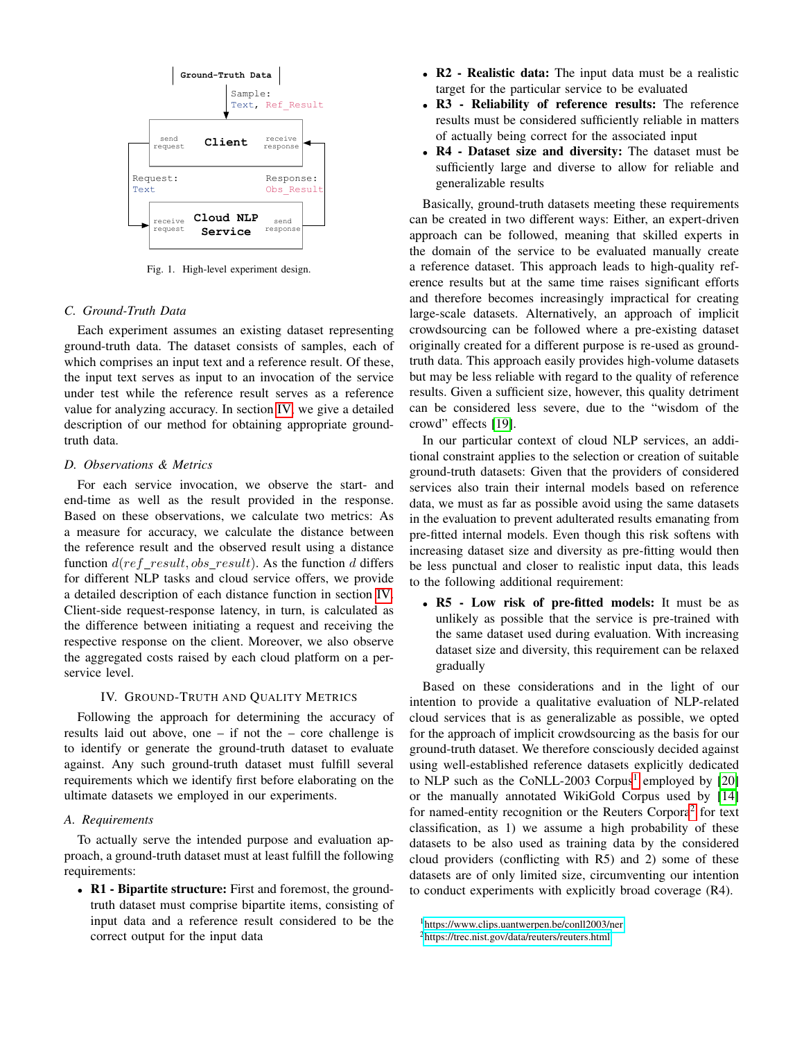Fig. 1. High-level experiment design.

### C. Ground-Truth Data

Each experiment assumes an existing dataset representing ground-truth data. The dataset consists of samples, each of which comprises an input text and a reference result. Of these, the input text serves as input to an invocation of the service under test while the reference result serves as a reference value for analyzing accuracy. In section IV, we give a detailed description of our method for obtaining appropriate ground-truth data.

### D. Observations & Metrics

For each service invocation, we observe the start- and end-time as well as the result provided in the response. Based on these observations, we calculate two metrics: As a measure for accuracy, we calculate the distance between the reference result and the observed result using a distance function $d(ref\_result, obs\_result)$. As the function $d$ differs for different NLP tasks and cloud service offers, we provide a detailed description of each distance function in section IV. Client-side request-response latency, in turn, is calculated as the difference between initiating a request and receiving the respective response on the client. Moreover, we also observe the aggregated costs raised by each cloud platform on a per-service level.

## IV. Ground-Truth and Quality Metrics

Following the approach for determining the accuracy of results laid out above, one – if not the – core challenge is to identify or generate the ground-truth dataset to evaluate against. Any such ground-truth dataset must fulfill several requirements which we identify first before elaborating on the ultimate datasets we employed in our experiments.

### A. Requirements

To actually serve the intended purpose and evaluation approach, a ground-truth dataset must at least fulfill the following requirements:

- **R1 - Bipartite structure:** First and foremost, the ground-truth dataset must comprise bipartite items, consisting of input data and a reference result considered to be the correct output for the input data
- **R2 - Realistic data:** The input data must be a realistic target for the particular service to be evaluated
- **R3 - Reliability of reference results:** The reference results must be considered sufficiently reliable in matters of actually being correct for the associated input
- **R4 - Dataset size and diversity:** The dataset must be sufficiently large and diverse to allow for reliable and generalizable results

Basically, ground-truth datasets meeting these requirements can be created in two different ways: Either, an expert-driven approach can be followed, meaning that skilled experts in the domain of the service to be evaluated manually create a reference dataset. This approach leads to high-quality reference results but at the same time raises significant efforts and therefore becomes increasingly impractical for creating large-scale datasets. Alternatively, an approach of implicit crowdsourcing can be followed where a pre-existing dataset originally created for a different purpose is re-used as ground-truth data. This approach easily provides high-volume datasets but may be less reliable with regard to the quality of reference results. Given a sufficient size, however, this quality detriment can be considered less severe, due to the "wisdom of the crowd" effects [19].

In our particular context of cloud NLP services, an additional constraint applies to the selection or creation of suitable ground-truth datasets: Given that the providers of considered services also train their internal models based on reference data, we must as far as possible avoid using the same datasets in the evaluation to prevent adulterated results emanating from pre-fitted internal models. Even though this risk softens with increasing dataset size and diversity as pre-fitting would then be less punctual and closer to realistic input data, this leads to the following additional requirement:

- **R5 - Low risk of pre-fitted models:** It must be as unlikely as possible that the service is pre-trained with the same dataset used during evaluation. With increasing dataset size and diversity, this requirement can be relaxed gradually

Based on these considerations and in the light of our intention to provide a qualitative evaluation of NLP-related cloud services that is as generalizable as possible, we opted for the approach of implicit crowdsourcing as the basis for our ground-truth dataset. We therefore consciously decided against using well-established reference datasets explicitly dedicated to NLP such as the CoNLL-2003 Corpus[1] employed by [20] or the manually annotated WikiGold Corpus used by [14] for named-entity recognition or the Reuters Corpora[2] for text classification, as 1) we assume a high probability of these datasets to be also used as training data by the considered cloud providers (conflicting with R5) and 2) some of these datasets are of only limited size, circumventing our intention to conduct experiments with explicitly broad coverage (R4).

[1] https://www.clips.uantwerpen.be/conll2003/ner

[2] https://trec.nist.gov/data/reuters/reuters.html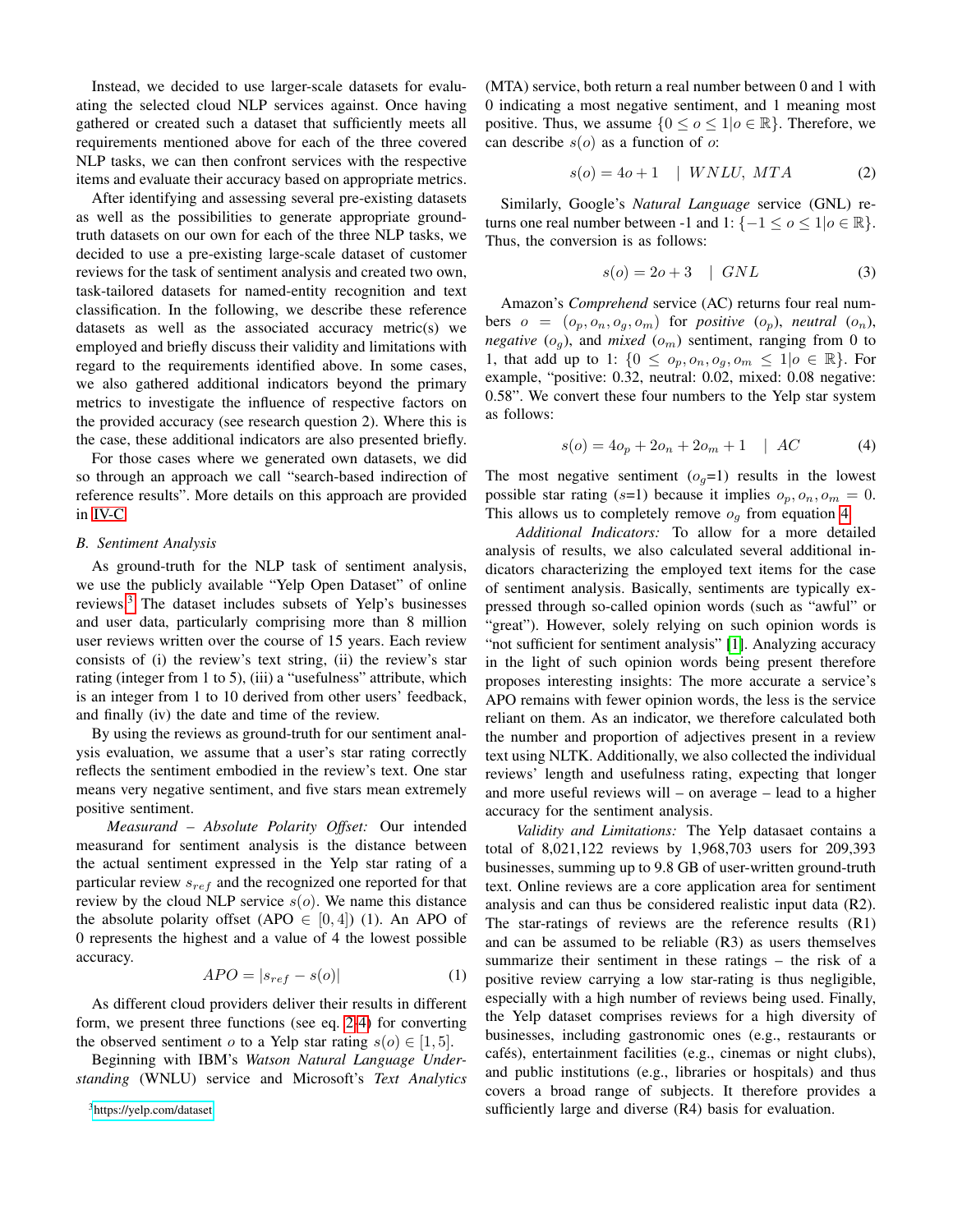Instead, we decided to use larger-scale datasets for evaluating the selected cloud NLP services against. Once having gathered or created such a dataset that sufficiently meets all requirements mentioned above for each of the three covered NLP tasks, we can then confront services with the respective items and evaluate their accuracy based on appropriate metrics.

After identifying and assessing several pre-existing datasets as well as the possibilities to generate appropriate ground-truth datasets on our own for each of the three NLP tasks, we decided to use a pre-existing large-scale dataset of customer reviews for the task of sentiment analysis and created two own, task-tailored datasets for named-entity recognition and text classification. In the following, we describe these reference datasets as well as the associated accuracy metric(s) we employed and briefly discuss their validity and limitations with regard to the requirements identified above. In some cases, we also gathered additional indicators beyond the primary metrics to investigate the influence of respective factors on the provided accuracy (see research question 2). Where this is the case, these additional indicators are also presented briefly.

For those cases where we generated own datasets, we did so through an approach we call "search-based indirection of reference results". More details on this approach are provided in IV-C.

### B. Sentiment Analysis

As ground-truth for the NLP task of sentiment analysis, we use the publicly available "Yelp Open Dataset" of online reviews.[3] The dataset includes subsets of Yelp's businesses and user data, particularly comprising more than 8 million user reviews written over the course of 15 years. Each review consists of (i) the review's text string, (ii) the review's star rating (integer from 1 to 5), (iii) a "usefulness" attribute, which is an integer from 1 to 10 derived from other users' feedback, and finally (iv) the date and time of the review.

By using the reviews as ground-truth for our sentiment analysis evaluation, we assume that a user's star rating correctly reflects the sentiment embodied in the review's text. One star means very negative sentiment, and five stars mean extremely positive sentiment.

*Measurand – Absolute Polarity Offset:* Our intended measurand for sentiment analysis is the distance between the actual sentiment expressed in the Yelp star rating of a particular review $s_{ref}$ and the recognized one reported for that review by the cloud NLP service $s(o)$. We name this distance the absolute polarity offset ($APO \in [0, 4]$) (1). An APO of 0 represents the highest and a value of 4 the lowest possible accuracy.

$$APO = |s_{ref} - s(o)| \tag{1}$$

As different cloud providers deliver their results in different form, we present three functions (see eq. 2-4) for converting the observed sentiment $o$ to a Yelp star rating $s(o) \in [1, 5]$.

Beginning with IBM's *Watson Natural Language Understanding* (WNLU) service and Microsoft's *Text Analytics* (MTA) service, both return a real number between 0 and 1 with 0 indicating a most negative sentiment, and 1 meaning most positive. Thus, we assume $\{0 \leq o \leq 1 | o \in \mathbb{R}\}$. Therefore, we can describe $s(o)$ as a function of $o$:

$$s(o) = 4o + 1 \quad | \; WNLU, \; MTA \tag{2}$$

Similarly, Google's *Natural Language* service (GNL) returns one real number between -1 and 1: $\{-1 \leq o \leq 1 | o \in \mathbb{R}\}$. Thus, the conversion is as follows:

$$s(o) = 2o + 3 \quad | \; GNL \tag{3}$$

Amazon's *Comprehend* service (AC) returns four real numbers $o = (o_p, o_n, o_g, o_m)$ for *positive* ($o_p$), *neutral* ($o_n$), *negative* ($o_g$), and *mixed* ($o_m$) sentiment, ranging from 0 to 1, that add up to 1: $\{0 \leq o_p, o_n, o_g, o_m \leq 1 | o \in \mathbb{R}\}$. For example, "positive: 0.32, neutral: 0.02, mixed: 0.08 negative: 0.58". We convert these four numbers to the Yelp star system as follows:

$$s(o) = 4o_p + 2o_n + 2o_m + 1 \quad | \; AC \tag{4}$$

The most negative sentiment ($o_g$=1) results in the lowest possible star rating ($s$=1) because it implies $o_p, o_n, o_m = 0$. This allows us to completely remove $o_g$ from equation 4.

*Additional Indicators:* To allow for a more detailed analysis of results, we also calculated several additional indicators characterizing the employed text items for the case of sentiment analysis. Basically, sentiments are typically expressed through so-called opinion words (such as "awful" or "great"). However, solely relying on such opinion words is "not sufficient for sentiment analysis" [1]. Analyzing accuracy in the light of such opinion words being present therefore proposes interesting insights: The more accurate a service's APO remains with fewer opinion words, the less is the service reliant on them. As an indicator, we therefore calculated both the number and proportion of adjectives present in a review text using NLTK. Additionally, we also collected the individual reviews' length and usefulness rating, expecting that longer and more useful reviews will – on average – lead to a higher accuracy for the sentiment analysis.

*Validity and Limitations:* The Yelp datasaet contains a total of 8,021,122 reviews by 1,968,703 users for 209,393 businesses, summing up to 9.8 GB of user-written ground-truth text. Online reviews are a core application area for sentiment analysis and can thus be considered realistic input data (R2). The star-ratings of reviews are the reference results (R1) and can be assumed to be reliable (R3) as users themselves summarize their sentiment in these ratings – the risk of a positive review carrying a low star-rating is thus negligible, especially with a high number of reviews being used. Finally, the Yelp dataset comprises reviews for a high diversity of businesses, including gastronomic ones (e.g., restaurants or cafés), entertainment facilities (e.g., cinemas or night clubs), and public institutions (e.g., libraries or hospitals) and thus covers a broad range of subjects. It therefore provides a sufficiently large and diverse (R4) basis for evaluation.

[3] https://yelp.com/dataset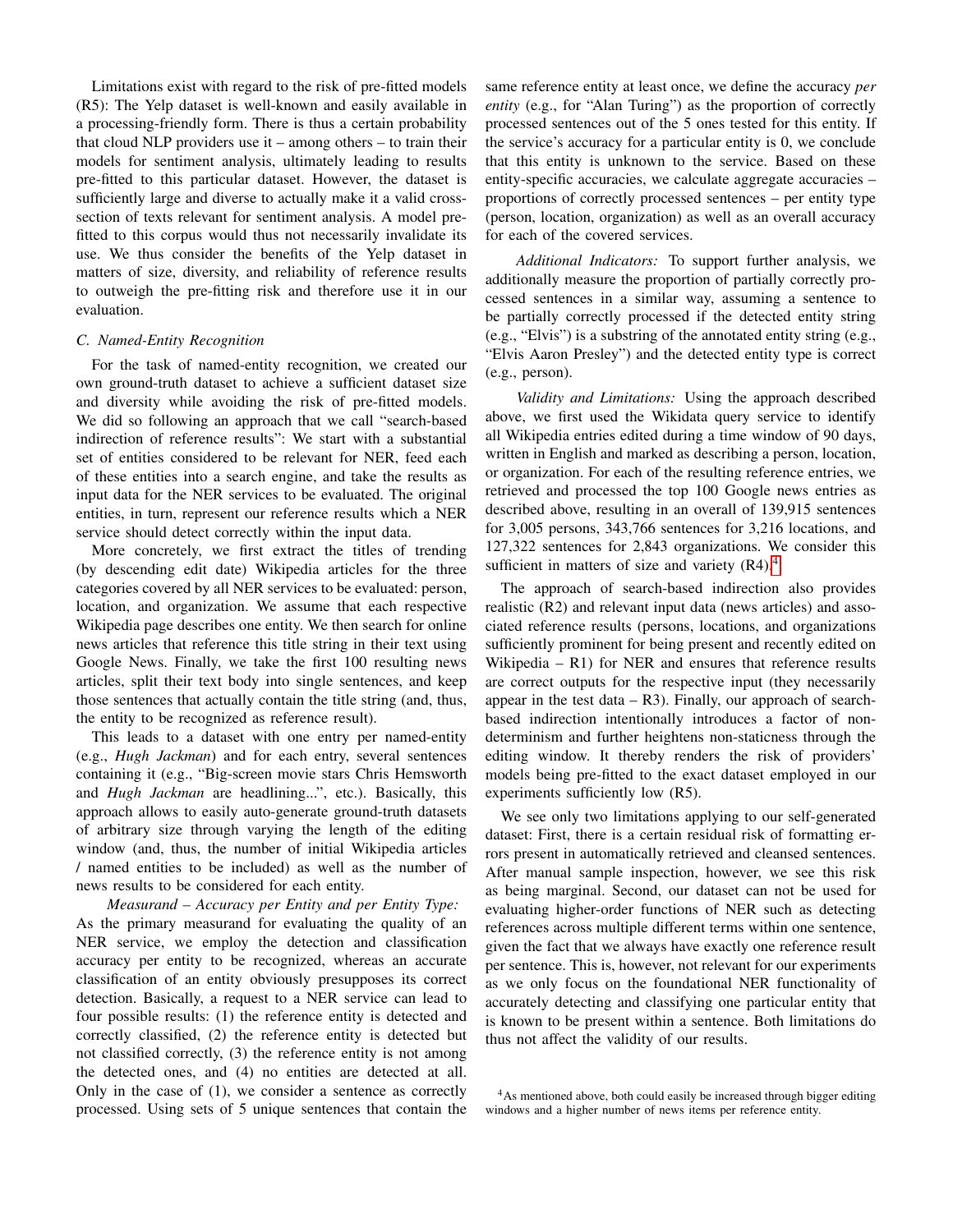Limitations exist with regard to the risk of pre-fitted models (R5): The Yelp dataset is well-known and easily available in a processing-friendly form. There is thus a certain probability that cloud NLP providers use it – among others – to train their models for sentiment analysis, ultimately leading to results pre-fitted to this particular dataset. However, the dataset is sufficiently large and diverse to actually make it a valid cross-section of texts relevant for sentiment analysis. A model pre-fitted to this corpus would thus not necessarily invalidate its use. We thus consider the benefits of the Yelp dataset in matters of size, diversity, and reliability of reference results to outweigh the pre-fitting risk and therefore use it in our evaluation.

### C. Named-Entity Recognition

For the task of named-entity recognition, we created our own ground-truth dataset to achieve a sufficient dataset size and diversity while avoiding the risk of pre-fitted models. We did so following an approach that we call "search-based indirection of reference results": We start with a substantial set of entities considered to be relevant for NER, feed each of these entities into a search engine, and take the results as input data for the NER services to be evaluated. The original entities, in turn, represent our reference results which a NER service should detect correctly within the input data.

More concretely, we first extract the titles of trending (by descending edit date) Wikipedia articles for the three categories covered by all NER services to be evaluated: person, location, and organization. We assume that each respective Wikipedia page describes one entity. We then search for online news articles that reference this title string in their text using Google News. Finally, we take the first 100 resulting news articles, split their text body into single sentences, and keep those sentences that actually contain the title string (and, thus, the entity to be recognized as reference result).

This leads to a dataset with one entry per named-entity (e.g., *Hugh Jackman*) and for each entry, several sentences containing it (e.g., "Big-screen movie stars Chris Hemsworth and *Hugh Jackman* are headlining...", etc.). Basically, this approach allows to easily auto-generate ground-truth datasets of arbitrary size through varying the length of the editing window (and, thus, the number of initial Wikipedia articles / named entities to be included) as well as the number of news results to be considered for each entity.

*Measurand – Accuracy per Entity and per Entity Type:* As the primary measurand for evaluating the quality of an NER service, we employ the detection and classification accuracy per entity to be recognized, whereas an accurate classification of an entity obviously presupposes its correct detection. Basically, a request to a NER service can lead to four possible results: (1) the reference entity is detected and correctly classified, (2) the reference entity is detected but not classified correctly, (3) the reference entity is not among the detected ones, and (4) no entities are detected at all. Only in the case of (1), we consider a sentence as correctly processed. Using sets of 5 unique sentences that contain the same reference entity at least once, we define the accuracy *per entity* (e.g., for "Alan Turing") as the proportion of correctly processed sentences out of the 5 ones tested for this entity. If the service's accuracy for a particular entity is 0, we conclude that this entity is unknown to the service. Based on these entity-specific accuracies, we calculate aggregate accuracies – proportions of correctly processed sentences – per entity type (person, location, organization) as well as an overall accuracy for each of the covered services.

*Additional Indicators:* To support further analysis, we additionally measure the proportion of partially correctly processed sentences in a similar way, assuming a sentence to be partially correctly processed if the detected entity string (e.g., "Elvis") is a substring of the annotated entity string (e.g., "Elvis Aaron Presley") and the detected entity type is correct (e.g., person).

*Validity and Limitations:* Using the approach described above, we first used the Wikidata query service to identify all Wikipedia entries edited during a time window of 90 days, written in English and marked as describing a person, location, or organization. For each of the resulting reference entries, we retrieved and processed the top 100 Google news entries as described above, resulting in an overall of 139,915 sentences for 3,005 persons, 343,766 sentences for 3,216 locations, and 127,322 sentences for 2,843 organizations. We consider this sufficient in matters of size and variety (R4).[4]

The approach of search-based indirection also provides realistic (R2) and relevant input data (news articles) and associated reference results (persons, locations, and organizations sufficiently prominent for being present and recently edited on Wikipedia – R1) for NER and ensures that reference results are correct outputs for the respective input (they necessarily appear in the test data – R3). Finally, our approach of search-based indirection intentionally introduces a factor of non-determinism and further heightens non-staticness through the editing window. It thereby renders the risk of providers' models being pre-fitted to the exact dataset employed in our experiments sufficiently low (R5).

We see only two limitations applying to our self-generated dataset: First, there is a certain residual risk of formatting errors present in automatically retrieved and cleansed sentences. After manual sample inspection, however, we see this risk as being marginal. Second, our dataset can not be used for evaluating higher-order functions of NER such as detecting references across multiple different terms within one sentence, given the fact that we always have exactly one reference result per sentence. This is, however, not relevant for our experiments as we only focus on the foundational NER functionality of accurately detecting and classifying one particular entity that is known to be present within a sentence. Both limitations do thus not affect the validity of our results.

[4] As mentioned above, both could easily be increased through bigger editing windows and a higher number of news items per reference entity.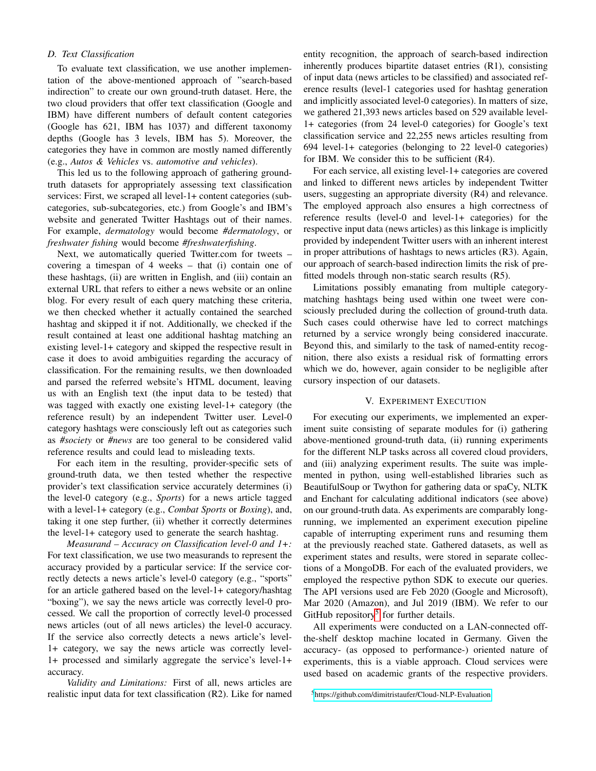### D. Text Classification

To evaluate text classification, we use another implementation of the above-mentioned approach of "search-based indirection" to create our own ground-truth dataset. Here, the two cloud providers that offer text classification (Google and IBM) have different numbers of default content categories (Google has 621, IBM has 1037) and different taxonomy depths (Google has 3 levels, IBM has 5). Moreover, the categories they have in common are mostly named differently (e.g., *Autos & Vehicles* vs. *automotive and vehicles*).

This led us to the following approach of gathering ground-truth datasets for appropriately assessing text classification services: First, we scraped all level-1+ content categories (sub-categories, sub-subcategories, etc.) from Google's and IBM's website and generated Twitter Hashtags out of their names. For example, *dermatology* would become *#dermatology*, or *freshwater fishing* would become *#freshwaterfishing*.

Next, we automatically queried Twitter.com for tweets – covering a timespan of 4 weeks – that (i) contain one of these hashtags, (ii) are written in English, and (iii) contain an external URL that refers to either a news website or an online blog. For every result of each query matching these criteria, we then checked whether it actually contained the searched hashtag and skipped it if not. Additionally, we checked if the result contained at least one additional hashtag matching an existing level-1+ category and skipped the respective result in case it does to avoid ambiguities regarding the accuracy of classification. For the remaining results, we then downloaded and parsed the referred website's HTML document, leaving us with an English text (the input data to be tested) that was tagged with exactly one existing level-1+ category (the reference result) by an independent Twitter user. Level-0 category hashtags were consciously left out as categories such as *#society* or *#news* are too general to be considered valid reference results and could lead to misleading texts.

For each item in the resulting, provider-specific sets of ground-truth data, we then tested whether the respective provider's text classification service accurately determines (i) the level-0 category (e.g., *Sports*) for a news article tagged with a level-1+ category (e.g., *Combat Sports* or *Boxing*), and, taking it one step further, (ii) whether it correctly determines the level-1+ category used to generate the search hashtag.

*Measurand – Accuracy on Classification level-0 and 1+:* For text classification, we use two measurands to represent the accuracy provided by a particular service: If the service correctly detects a news article's level-0 category (e.g., "sports" for an article gathered based on the level-1+ category/hashtag "boxing"), we say the news article was correctly level-0 processed. We call the proportion of correctly level-0 processed news articles (out of all news articles) the level-0 accuracy. If the service also correctly detects a news article's level-1+ category, we say the news article was correctly level-1+ processed and similarly aggregate the service's level-1+ accuracy.

*Validity and Limitations:* First of all, news articles are realistic input data for text classification (R2). Like for named entity recognition, the approach of search-based indirection inherently produces bipartite dataset entries (R1), consisting of input data (news articles to be classified) and associated reference results (level-1 categories used for hashtag generation and implicitly associated level-0 categories). In matters of size, we gathered 21,393 news articles based on 529 available level-1+ categories (from 24 level-0 categories) for Google's text classification service and 22,255 news articles resulting from 694 level-1+ categories (belonging to 22 level-0 categories) for IBM. We consider this to be sufficient (R4).

For each service, all existing level-1+ categories are covered and linked to different news articles by independent Twitter users, suggesting an appropriate diversity (R4) and relevance. The employed approach also ensures a high correctness of reference results (level-0 and level-1+ categories) for the respective input data (news articles) as this linkage is implicitly provided by independent Twitter users with an inherent interest in proper attributions of hashtags to news articles (R3). Again, our approach of search-based indirection limits the risk of pre-fitted models through non-static search results (R5).

Limitations possibly emanating from multiple category-matching hashtags being used within one tweet were consciously precluded during the collection of ground-truth data. Such cases could otherwise have led to correct matchings returned by a service wrongly being considered inaccurate. Beyond this, and similarly to the task of named-entity recognition, there also exists a residual risk of formatting errors which we do, however, again consider to be negligible after cursory inspection of our datasets.

## V. Experiment Execution

For executing our experiments, we implemented an experiment suite consisting of separate modules for (i) gathering above-mentioned ground-truth data, (ii) running experiments for the different NLP tasks across all covered cloud providers, and (iii) analyzing experiment results. The suite was implemented in python, using well-established libraries such as BeautifulSoup or Twython for gathering data or spaCy, NLTK and Enchant for calculating additional indicators (see above) on our ground-truth data. As experiments are comparably long-running, we implemented an experiment execution pipeline capable of interrupting experiment runs and resuming them at the previously reached state. Gathered datasets, as well as experiment states and results, were stored in separate collections of a MongoDB. For each of the evaluated providers, we employed the respective python SDK to execute our queries. The API versions used are Feb 2020 (Google and Microsoft), Mar 2020 (Amazon), and Jul 2019 (IBM). We refer to our GitHub repository[5] for further details.

All experiments were conducted on a LAN-connected off-the-shelf desktop machine located in Germany. Given the accuracy- (as opposed to performance-) oriented nature of experiments, this is a viable approach. Cloud services were used based on academic grants of the respective providers.

[5] https://github.com/dimitristaufer/Cloud-NLP-Evaluation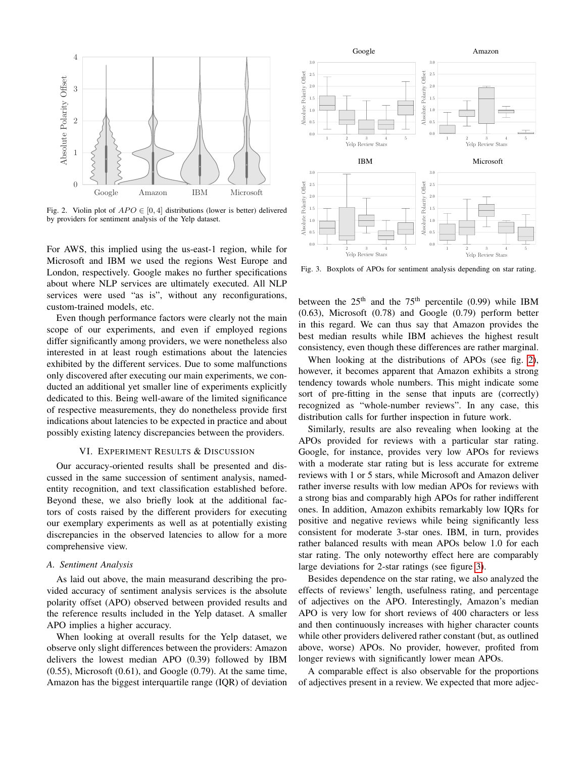Fig. 2. Violin plot of $APO \in [0, 4]$ distributions (lower is better) delivered by providers for sentiment analysis of the Yelp dataset.

For AWS, this implied using the us-east-1 region, while for Microsoft and IBM we used the regions West Europe and London, respectively. Google makes no further specifications about where NLP services are ultimately executed. All NLP services were used "as is", without any reconfigurations, custom-trained models, etc.

Even though performance factors were clearly not the main scope of our experiments, and even if employed regions differ significantly among providers, we were nonetheless also interested in at least rough estimations about the latencies exhibited by the different services. Due to some malfunctions only discovered after executing our main experiments, we conducted an additional yet smaller line of experiments explicitly dedicated to this. Being well-aware of the limited significance of respective measurements, they do nonetheless provide first indications about latencies to be expected in practice and about possibly existing latency discrepancies between the providers.

## VI. Experiment Results & Discussion

Our accuracy-oriented results shall be presented and discussed in the same succession of sentiment analysis, named-entity recognition, and text classification established before. Beyond these, we also briefly look at the additional factors of costs raised by the different providers for executing our exemplary experiments as well as at potentially existing discrepancies in the observed latencies to allow for a more comprehensive view.

### A. Sentiment Analysis

As laid out above, the main measurand describing the provided accuracy of sentiment analysis services is the absolute polarity offset (APO) observed between provided results and the reference results included in the Yelp dataset. A smaller APO implies a higher accuracy.

When looking at overall results for the Yelp dataset, we observe only slight differences between the providers: Amazon delivers the lowest median APO (0.39) followed by IBM (0.55), Microsoft (0.61), and Google (0.79). At the same time, Amazon has the biggest interquartile range (IQR) of deviation between the 25[th] and the 75[th] percentile (0.99) while IBM (0.63), Microsoft (0.78) and Google (0.79) perform better in this regard. We can thus say that Amazon provides the best median results while IBM achieves the highest result consistency, even though these differences are rather marginal.

Fig. 3. Boxplots of APOs for sentiment analysis depending on star rating.

When looking at the distributions of APOs (see fig. 2), however, it becomes apparent that Amazon exhibits a strong tendency towards whole numbers. This might indicate some sort of pre-fitting in the sense that inputs are (correctly) recognized as "whole-number reviews". In any case, this distribution calls for further inspection in future work.

Similarly, results are also revealing when looking at the APOs provided for reviews with a particular star rating. Google, for instance, provides very low APOs for reviews with a moderate star rating but is less accurate for extreme reviews with 1 or 5 stars, while Microsoft and Amazon deliver rather inverse results with low median APOs for reviews with a strong bias and comparably high APOs for rather indifferent ones. In addition, Amazon exhibits remarkably low IQRs for positive and negative reviews while being significantly less consistent for moderate 3-star ones. IBM, in turn, provides rather balanced results with mean APOs below 1.0 for each star rating. The only noteworthy effect here are comparably large deviations for 2-star ratings (see figure 3).

Besides dependence on the star rating, we also analyzed the effects of reviews' length, usefulness rating, and percentage of adjectives on the APO. Interestingly, Amazon's median APO is very low for short reviews of 400 characters or less and then continuously increases with higher character counts while other providers delivered rather constant (but, as outlined above, worse) APOs. No provider, however, profited from longer reviews with significantly lower mean APOs.

A comparable effect is also observable for the proportions of adjectives present in a review. We expected that more adjec-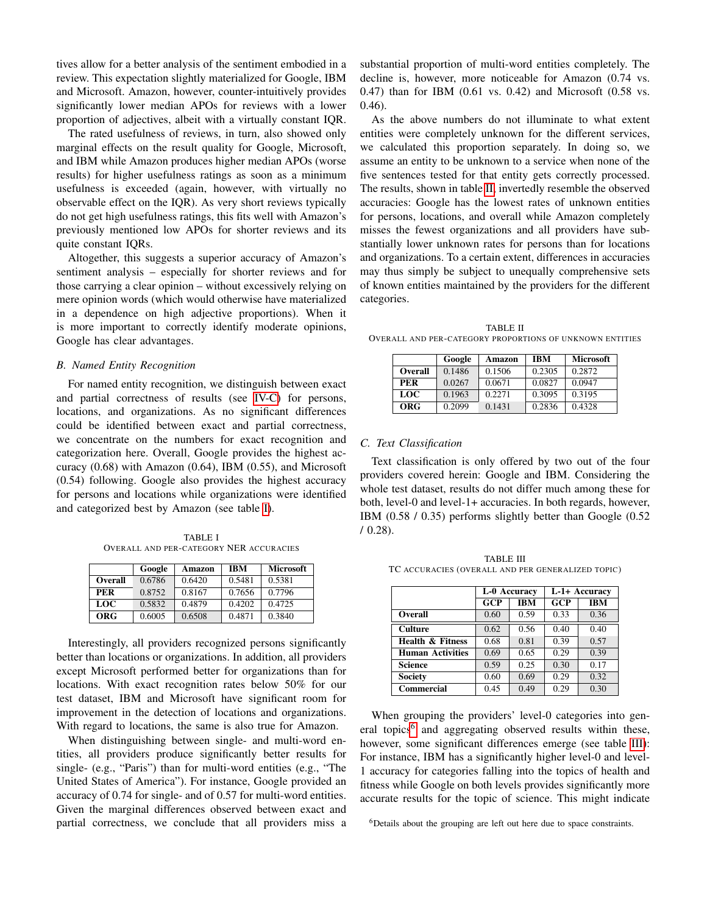tives allow for a better analysis of the sentiment embodied in a review. This expectation slightly materialized for Google, IBM and Microsoft. Amazon, however, counter-intuitively provides significantly lower median APOs for reviews with a lower proportion of adjectives, albeit with a virtually constant IQR.

The rated usefulness of reviews, in turn, also showed only marginal effects on the result quality for Google, Microsoft, and IBM while Amazon produces higher median APOs (worse results) for higher usefulness ratings as soon as a minimum usefulness is exceeded (again, however, with virtually no observable effect on the IQR). As very short reviews typically do not get high usefulness ratings, this fits well with Amazon's previously mentioned low APOs for shorter reviews and its quite constant IQRs.

Altogether, this suggests a superior accuracy of Amazon's sentiment analysis – especially for shorter reviews and for those carrying a clear opinion – without excessively relying on mere opinion words (which would otherwise have materialized in a dependence on high adjective proportions). When it is more important to correctly identify moderate opinions, Google has clear advantages.

### B. Named Entity Recognition

For named entity recognition, we distinguish between exact and partial correctness of results (see IV-C) for persons, locations, and organizations. As no significant differences could be identified between exact and partial correctness, we concentrate on the numbers for exact recognition and categorization here. Overall, Google provides the highest accuracy (0.68) with Amazon (0.64), IBM (0.55), and Microsoft (0.54) following. Google also provides the highest accuracy for persons and locations while organizations were identified and categorized best by Amazon (see table I).

TABLE I
OVERALL AND PER-CATEGORY NER ACCURACIES

| | Google | Amazon | IBM | Microsoft |
|---|---|---|---|---|
| **Overall** | 0.6786 | 0.6420 | 0.5481 | 0.5381 |
| **PER** | 0.8752 | 0.8167 | 0.7656 | 0.7796 |
| **LOC** | 0.5832 | 0.4879 | 0.4202 | 0.4725 |
| **ORG** | 0.6005 | 0.6508 | 0.4871 | 0.3840 |

Interestingly, all providers recognized persons significantly better than locations or organizations. In addition, all providers except Microsoft performed better for organizations than for locations. With exact recognition rates below 50% for our test dataset, IBM and Microsoft have significant room for improvement in the detection of locations and organizations. With regard to locations, the same is also true for Amazon.

When distinguishing between single- and multi-word entities, all providers produce significantly better results for single- (e.g., "Paris") than for multi-word entities (e.g., "The United States of America"). For instance, Google provided an accuracy of 0.74 for single- and of 0.57 for multi-word entities. Given the marginal differences observed between exact and partial correctness, we conclude that all providers miss a substantial proportion of multi-word entities completely. The decline is, however, more noticeable for Amazon (0.74 vs. 0.47) than for IBM (0.61 vs. 0.42) and Microsoft (0.58 vs. 0.46).

As the above numbers do not illuminate to what extent entities were completely unknown for the different services, we calculated this proportion separately. In doing so, we assume an entity to be unknown to a service when none of the five sentences tested for that entity gets correctly processed. The results, shown in table II, invertedly resemble the observed accuracies: Google has the lowest rates of unknown entities for persons, locations, and overall while Amazon completely misses the fewest organizations and all providers have substantially lower unknown rates for persons than for locations and organizations. To a certain extent, differences in accuracies may thus simply be subject to unequally comprehensive sets of known entities maintained by the providers for the different categories.

TABLE II
OVERALL AND PER-CATEGORY PROPORTIONS OF UNKNOWN ENTITIES

| | Google | Amazon | IBM | Microsoft |
|---|---|---|---|---|
| **Overall** | 0.1486 | 0.1506 | 0.2305 | 0.2872 |
| **PER** | 0.0267 | 0.0671 | 0.0827 | 0.0947 |
| **LOC** | 0.1963 | 0.2271 | 0.3095 | 0.3195 |
| **ORG** | 0.2099 | 0.1431 | 0.2836 | 0.4328 |

### C. Text Classification

Text classification is only offered by two out of the four providers covered herein: Google and IBM. Considering the whole test dataset, results do not differ much among these for both, level-0 and level-1+ accuracies. In both regards, however, IBM (0.58 / 0.35) performs slightly better than Google (0.52 / 0.28).

TABLE III
TC ACCURACIES (OVERALL AND PER GENERALIZED TOPIC)

| | L-0 Accuracy | | L-1+ Accuracy | |
|---|---|---|---|---|
| | **GCP** | **IBM** | **GCP** | **IBM** |
| **Overall** | 0.60 | 0.59 | 0.33 | 0.36 |
| **Culture** | 0.62 | 0.56 | 0.40 | 0.40 |
| **Health & Fitness** | 0.68 | 0.81 | 0.39 | 0.57 |
| **Human Activities** | 0.69 | 0.65 | 0.29 | 0.39 |
| **Science** | 0.59 | 0.25 | 0.30 | 0.17 |
| **Society** | 0.60 | 0.69 | 0.29 | 0.32 |
| **Commercial** | 0.45 | 0.49 | 0.29 | 0.30 |

When grouping the providers' level-0 categories into general topics[6] and aggregating observed results within these, however, some significant differences emerge (see table III): For instance, IBM has a significantly higher level-0 and level-1 accuracy for categories falling into the topics of health and fitness while Google on both levels provides significantly more accurate results for the topic of science. This might indicate

[6]Details about the grouping are left out here due to space constraints.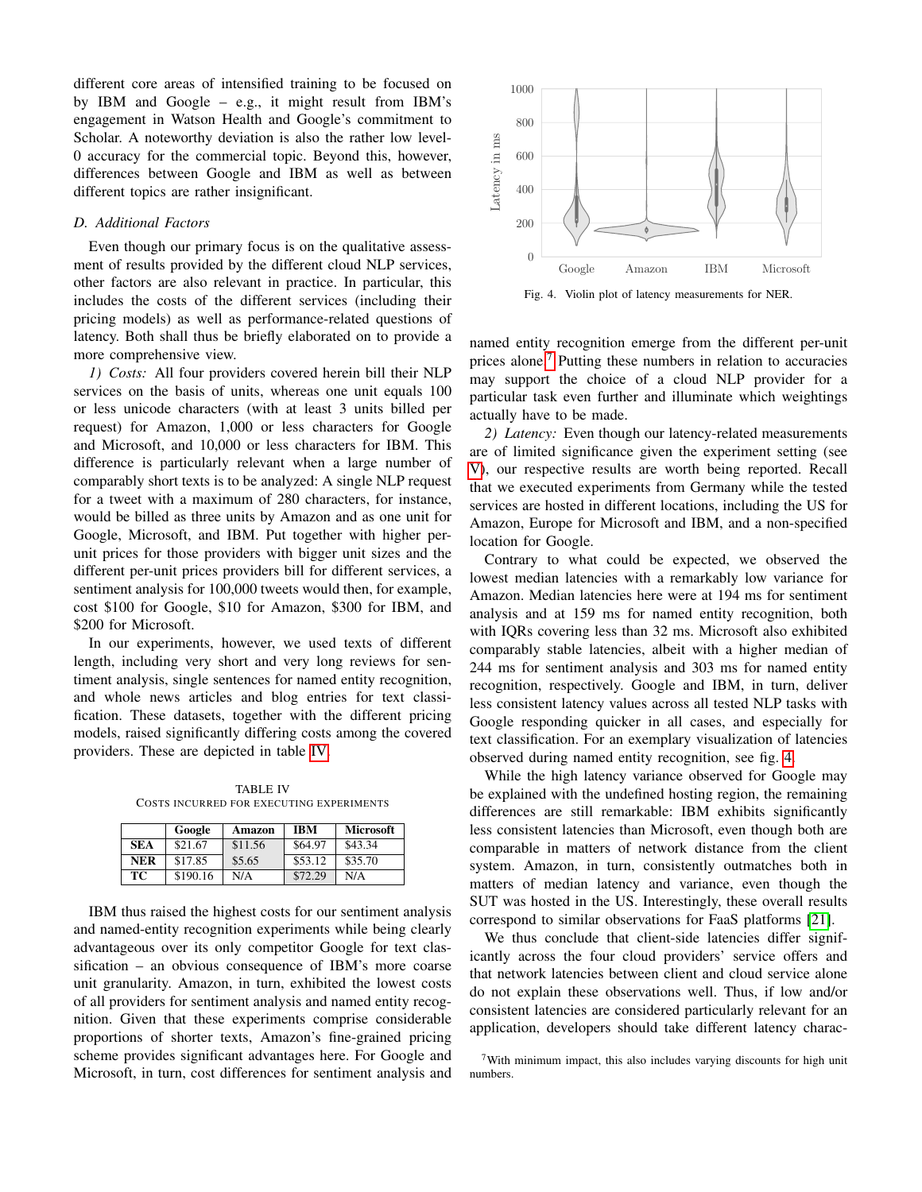different core areas of intensified training to be focused on by IBM and Google – e.g., it might result from IBM's engagement in Watson Health and Google's commitment to Scholar. A noteworthy deviation is also the rather low level-0 accuracy for the commercial topic. Beyond this, however, differences between Google and IBM as well as between different topics are rather insignificant.

### D. Additional Factors

Even though our primary focus is on the qualitative assessment of results provided by the different cloud NLP services, other factors are also relevant in practice. In particular, this includes the costs of the different services (including their pricing models) as well as performance-related questions of latency. Both shall thus be briefly elaborated on to provide a more comprehensive view.

*1) Costs:* All four providers covered herein bill their NLP services on the basis of units, whereas one unit equals 100 or less unicode characters (with at least 3 units billed per request) for Amazon, 1,000 or less characters for Google and Microsoft, and 10,000 or less characters for IBM. This difference is particularly relevant when a large number of comparably short texts is to be analyzed: A single NLP request for a tweet with a maximum of 280 characters, for instance, would be billed as three units by Amazon and as one unit for Google, Microsoft, and IBM. Put together with higher per-unit prices for those providers with bigger unit sizes and the different per-unit prices providers bill for different services, a sentiment analysis for 100,000 tweets would then, for example, cost $100 for Google, $10 for Amazon, $300 for IBM, and $200 for Microsoft.

In our experiments, however, we used texts of different length, including very short and very long reviews for sentiment analysis, single sentences for named entity recognition, and whole news articles and blog entries for text classification. These datasets, together with the different pricing models, raised significantly differing costs among the covered providers. These are depicted in table IV.

TABLE IV
COSTS INCURRED FOR EXECUTING EXPERIMENTS

| | Google | Amazon | IBM | Microsoft |
|---|---|---|---|---|
| SEA | $21.67 | $11.56 | $64.97 | $43.34 |
| NER | $17.85 | $5.65 | $53.12 | $35.70 |
| TC | $190.16 | N/A | $72.29 | N/A |

IBM thus raised the highest costs for our sentiment analysis and named-entity recognition experiments while being clearly advantageous over its only competitor Google for text classification – an obvious consequence of IBM's more coarse unit granularity. Amazon, in turn, exhibited the lowest costs of all providers for sentiment analysis and named entity recognition. Given that these experiments comprise considerable proportions of shorter texts, Amazon's fine-grained pricing scheme provides significant advantages here. For Google and Microsoft, in turn, cost differences for sentiment analysis and named entity recognition emerge from the different per-unit prices alone.[7] Putting these numbers in relation to accuracies may support the choice of a cloud NLP provider for a particular task even further and illuminate which weightings actually have to be made.

Fig. 4. Violin plot of latency measurements for NER.

*2) Latency:* Even though our latency-related measurements are of limited significance given the experiment setting (see V), our respective results are worth being reported. Recall that we executed experiments from Germany while the tested services are hosted in different locations, including the US for Amazon, Europe for Microsoft and IBM, and a non-specified location for Google.

Contrary to what could be expected, we observed the lowest median latencies with a remarkably low variance for Amazon. Median latencies here were at 194 ms for sentiment analysis and at 159 ms for named entity recognition, both with IQRs covering less than 32 ms. Microsoft also exhibited comparably stable latencies, albeit with a higher median of 244 ms for sentiment analysis and 303 ms for named entity recognition, respectively. Google and IBM, in turn, deliver less consistent latency values across all tested NLP tasks with Google responding quicker in all cases, and especially for text classification. For an exemplary visualization of latencies observed during named entity recognition, see fig. 4.

While the high latency variance observed for Google may be explained with the undefined hosting region, the remaining differences are still remarkable: IBM exhibits significantly less consistent latencies than Microsoft, even though both are comparable in matters of network distance from the client system. Amazon, in turn, consistently outmatches both in matters of median latency and variance, even though the SUT was hosted in the US. Interestingly, these overall results correspond to similar observations for FaaS platforms [21].

We thus conclude that client-side latencies differ significantly across the four cloud providers' service offers and that network latencies between client and cloud service alone do not explain these observations well. Thus, if low and/or consistent latencies are considered particularly relevant for an application, developers should take different latency charac-

[7] With minimum impact, this also includes varying discounts for high unit numbers.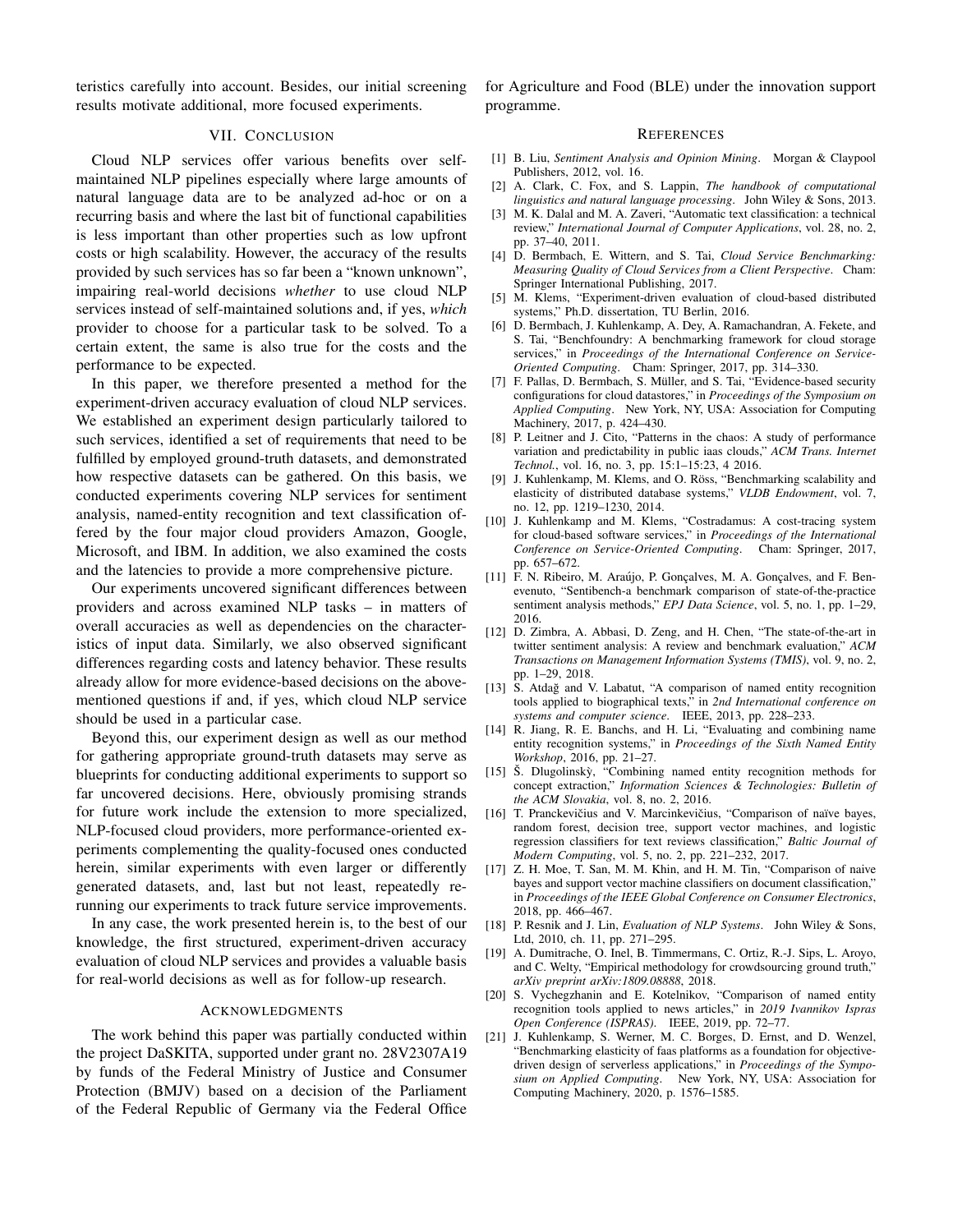teristics carefully into account. Besides, our initial screening results motivate additional, more focused experiments.

## VII. Conclusion

Cloud NLP services offer various benefits over self-maintained NLP pipelines especially where large amounts of natural language data are to be analyzed ad-hoc or on a recurring basis and where the last bit of functional capabilities is less important than other properties such as low upfront costs or high scalability. However, the accuracy of the results provided by such services has so far been a "known unknown", impairing real-world decisions *whether* to use cloud NLP services instead of self-maintained solutions and, if yes, *which* provider to choose for a particular task to be solved. To a certain extent, the same is also true for the costs and the performance to be expected.

In this paper, we therefore presented a method for the experiment-driven accuracy evaluation of cloud NLP services. We established an experiment design particularly tailored to such services, identified a set of requirements that need to be fulfilled by employed ground-truth datasets, and demonstrated how respective datasets can be gathered. On this basis, we conducted experiments covering NLP services for sentiment analysis, named-entity recognition and text classification offered by the four major cloud providers Amazon, Google, Microsoft, and IBM. In addition, we also examined the costs and the latencies to provide a more comprehensive picture.

Our experiments uncovered significant differences between providers and across examined NLP tasks – in matters of overall accuracies as well as dependencies on the characteristics of input data. Similarly, we also observed significant differences regarding costs and latency behavior. These results already allow for more evidence-based decisions on the above-mentioned questions if and, if yes, which cloud NLP service should be used in a particular case.

Beyond this, our experiment design as well as our method for gathering appropriate ground-truth datasets may serve as blueprints for conducting additional experiments to support so far uncovered decisions. Here, obviously promising strands for future work include the extension to more specialized, NLP-focused cloud providers, more performance-oriented experiments complementing the quality-focused ones conducted herein, similar experiments with even larger or differently generated datasets, and, last but not least, repeatedly re-running our experiments to track future service improvements.

In any case, the work presented herein is, to the best of our knowledge, the first structured, experiment-driven accuracy evaluation of cloud NLP services and provides a valuable basis for real-world decisions as well as for follow-up research.

## Acknowledgments

The work behind this paper was partially conducted within the project DaSKITA, supported under grant no. 28V2307A19 by funds of the Federal Ministry of Justice and Consumer Protection (BMJV) based on a decision of the Parliament of the Federal Republic of Germany via the Federal Office for Agriculture and Food (BLE) under the innovation support programme.

## References

[1] B. Liu, *Sentiment Analysis and Opinion Mining*. Morgan & Claypool Publishers, 2012, vol. 16.

[2] A. Clark, C. Fox, and S. Lappin, *The handbook of computational linguistics and natural language processing*. John Wiley & Sons, 2013.

[3] M. K. Dalal and M. A. Zaveri, "Automatic text classification: a technical review," *International Journal of Computer Applications*, vol. 28, no. 2, pp. 37–40, 2011.

[4] D. Bermbach, E. Wittern, and S. Tai, *Cloud Service Benchmarking: Measuring Quality of Cloud Services from a Client Perspective*. Cham: Springer International Publishing, 2017.

[5] M. Klems, "Experiment-driven evaluation of cloud-based distributed systems," Ph.D. dissertation, TU Berlin, 2016.

[6] D. Bermbach, J. Kuhlenkamp, A. Dey, A. Ramachandran, A. Fekete, and S. Tai, "Benchfoundry: A benchmarking framework for cloud storage services," in *Proceedings of the International Conference on Service-Oriented Computing*. Cham: Springer, 2017, pp. 314–330.

[7] F. Pallas, D. Bermbach, S. Müller, and S. Tai, "Evidence-based security configurations for cloud datastores," in *Proceedings of the Symposium on Applied Computing*. New York, NY, USA: Association for Computing Machinery, 2017, p. 424–430.

[8] P. Leitner and J. Cito, "Patterns in the chaos: A study of performance variation and predictability in public iaas clouds," *ACM Trans. Internet Technol.*, vol. 16, no. 3, pp. 15:1–15:23, 4 2016.

[9] J. Kuhlenkamp, M. Klems, and O. Röss, "Benchmarking scalability and elasticity of distributed database systems," *VLDB Endowment*, vol. 7, no. 12, pp. 1219–1230, 2014.

[10] J. Kuhlenkamp and M. Klems, "Costradamus: A cost-tracing system for cloud-based software services," in *Proceedings of the International Conference on Service-Oriented Computing*. Cham: Springer, 2017, pp. 657–672.

[11] F. N. Ribeiro, M. Araújo, P. Gonçalves, M. A. Gonçalves, and F. Benevenuto, "Sentibench-a benchmark comparison of state-of-the-practice sentiment analysis methods," *EPJ Data Science*, vol. 5, no. 1, pp. 1–29, 2016.

[12] D. Zimbra, A. Abbasi, D. Zeng, and H. Chen, "The state-of-the-art in twitter sentiment analysis: A review and benchmark evaluation," *ACM Transactions on Management Information Systems (TMIS)*, vol. 9, no. 2, pp. 1–29, 2018.

[13] S. Atdağ and V. Labatut, "A comparison of named entity recognition tools applied to biographical texts," in *2nd International conference on systems and computer science*. IEEE, 2013, pp. 228–233.

[14] R. Jiang, R. E. Banchs, and H. Li, "Evaluating and combining name entity recognition systems," in *Proceedings of the Sixth Named Entity Workshop*, 2016, pp. 21–27.

[15] Š. Dlugolinskỳ, "Combining named entity recognition methods for concept extraction," *Information Sciences & Technologies: Bulletin of the ACM Slovakia*, vol. 8, no. 2, 2016.

[16] T. Pranckevičius and V. Marcinkevičius, "Comparison of naïve bayes, random forest, decision tree, support vector machines, and logistic regression classifiers for text reviews classification," *Baltic Journal of Modern Computing*, vol. 5, no. 2, pp. 221–232, 2017.

[17] Z. H. Moe, T. San, M. M. Khin, and H. M. Tin, "Comparison of naive bayes and support vector machine classifiers on document classification," in *Proceedings of the IEEE Global Conference on Consumer Electronics*, 2018, pp. 466–467.

[18] P. Resnik and J. Lin, *Evaluation of NLP Systems*. John Wiley & Sons, Ltd, 2010, ch. 11, pp. 271–295.

[19] A. Dumitrache, O. Inel, B. Timmermans, C. Ortiz, R.-J. Sips, L. Aroyo, and C. Welty, "Empirical methodology for crowdsourcing ground truth," *arXiv preprint arXiv:1809.08888*, 2018.

[20] S. Vychegzhanin and E. Kotelnikov, "Comparison of named entity recognition tools applied to news articles," in *2019 Ivannikov Ispras Open Conference (ISPRAS)*. IEEE, 2019, pp. 72–77.

[21] J. Kuhlenkamp, S. Werner, M. C. Borges, D. Ernst, and D. Wenzel, "Benchmarking elasticity of faas platforms as a foundation for objective-driven design of serverless applications," in *Proceedings of the Symposium on Applied Computing*. New York, NY, USA: Association for Computing Machinery, 2020, p. 1576–1585.